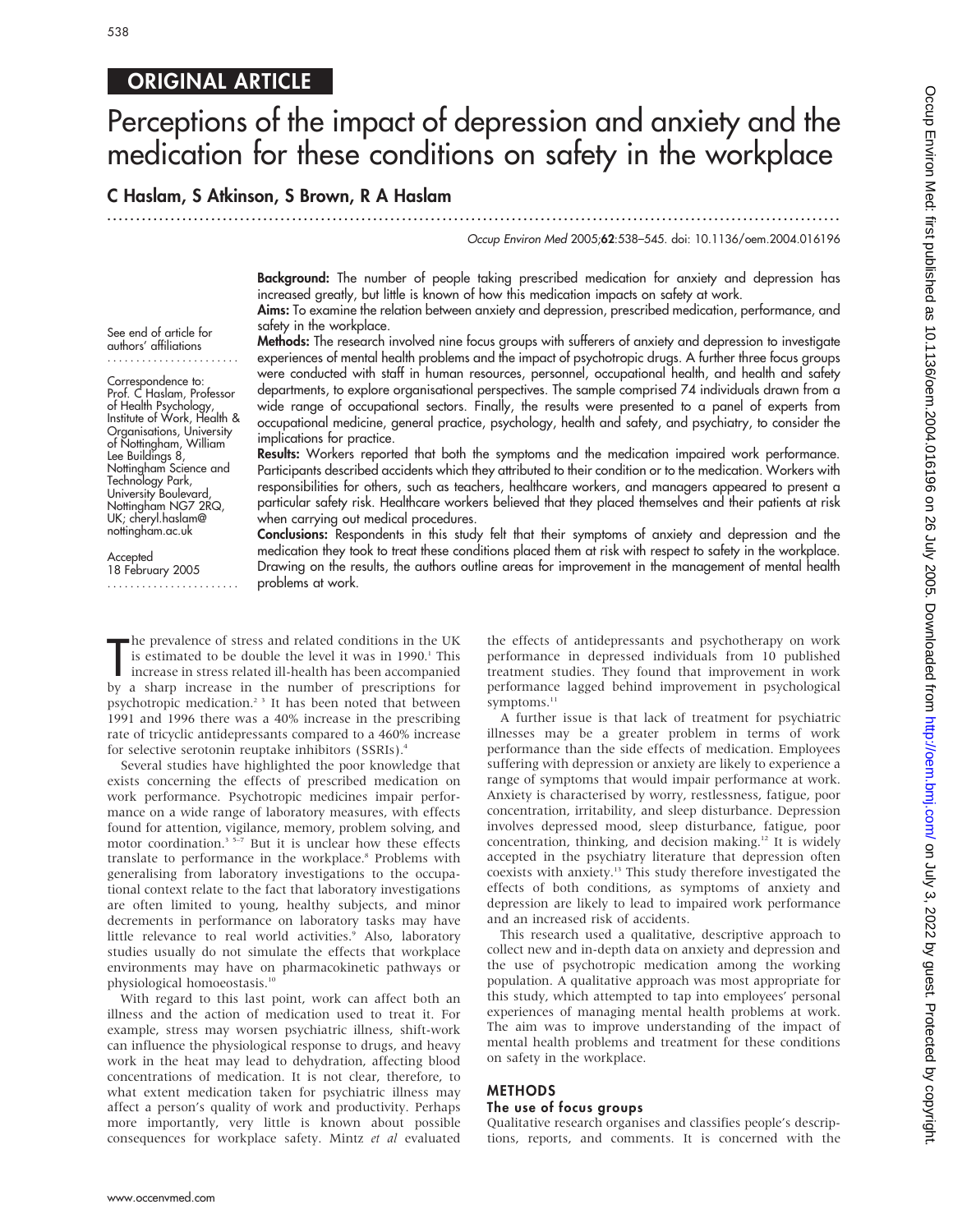ORIGINAL ARTICLE

# Perceptions of the impact of depression and anxiety and the medication for these conditions on safety in the workplace

**C Haslam, S Atkinson, S Brown, R A Haslam**

See end of article for authors' affiliations

Correspondence to: Prof. C Haslam, Professor of Health Psychology, Institute of Work, Health & Organisations, University of Nottingham, William Lee Buildings 8, Nottingham Science and Technology Park, University Boulevard, Nottingham NG7 2RQ, UK; cheryl.haslam@nottingham.ac.uk

Accepted 18 February 2005

**Background:** The number of people taking prescribed medication for anxiety and depression has increased greatly, but little is known of how this medication impacts on safety at work.

**Aims:** To examine the relation between anxiety and depression, prescribed medication, performance, and safety in the workplace.

**Methods:** The research involved nine focus groups with sufferers of anxiety and depression to investigate experiences of mental health problems and the impact of psychotropic drugs. A further three focus groups were conducted with staff in human resources, personnel, occupational health, and health and safety departments, to explore organisational perspectives. The sample comprised 74 individuals drawn from a wide range of occupational sectors. Finally, the results were presented to a panel of experts from occupational medicine, general practice, psychology, health and safety, and psychiatry, to consider the implications for practice.

**Results:** Workers reported that both the symptoms and the medication impaired work performance. Participants described accidents which they attributed to their condition or to the medication. Workers with responsibilities for others, such as teachers, healthcare workers, and managers appeared to present a particular safety risk. Healthcare workers believed that they placed themselves and their patients at risk when carrying out medical procedures.

**Conclusions:** Respondents in this study felt that their symptoms of anxiety and depression and the medication they took to treat these conditions placed them at risk with respect to safety in the workplace. Drawing on the results, the authors outline areas for improvement in the management of mental health problems at work.

The prevalence of stress and related conditions in the UK is estimated to be double the level it was in 1990.[1] This increase in stress related ill-health has been accompanied by a sharp increase in the number of prescriptions for psychotropic medication.[2 3] It has been noted that between 1991 and 1996 there was a 40% increase in the prescribing rate of tricyclic antidepressants compared to a 460% increase for selective serotonin reuptake inhibitors (SSRIs).[4]

Several studies have highlighted the poor knowledge that exists concerning the effects of prescribed medication on work performance. Psychotropic medicines impair performance on a wide range of laboratory measures, with effects found for attention, vigilance, memory, problem solving, and motor coordination.[3 5–7] But it is unclear how these effects translate to performance in the workplace.[8] Problems with generalising from laboratory investigations to the occupational context relate to the fact that laboratory investigations are often limited to young, healthy subjects, and minor decrements in performance on laboratory tasks may have little relevance to real world activities.[9] Also, laboratory studies usually do not simulate the effects that workplace environments may have on pharmacokinetic pathways or physiological homoeostasis.[10]

With regard to this last point, work can affect both an illness and the action of medication used to treat it. For example, stress may worsen psychiatric illness, shift-work can influence the physiological response to drugs, and heavy work in the heat may lead to dehydration, affecting blood concentrations of medication. It is not clear, therefore, to what extent medication taken for psychiatric illness may affect a person's quality of work and productivity. Perhaps more importantly, very little is known about possible consequences for workplace safety. Mintz *et al* evaluated the effects of antidepressants and psychotherapy on work performance in depressed individuals from 10 published treatment studies. They found that improvement in work performance lagged behind improvement in psychological symptoms.[11]

A further issue is that lack of treatment for psychiatric illnesses may be a greater problem in terms of work performance than the side effects of medication. Employees suffering with depression or anxiety are likely to experience a range of symptoms that would impair performance at work. Anxiety is characterised by worry, restlessness, fatigue, poor concentration, irritability, and sleep disturbance. Depression involves depressed mood, sleep disturbance, fatigue, poor concentration, thinking, and decision making.[12] It is widely accepted in the psychiatry literature that depression often coexists with anxiety.[13] This study therefore investigated the effects of both conditions, as symptoms of anxiety and depression are likely to lead to impaired work performance and an increased risk of accidents.

This research used a qualitative, descriptive approach to collect new and in-depth data on anxiety and depression and the use of psychotropic medication among the working population. A qualitative approach was most appropriate for this study, which attempted to tap into employees' personal experiences of managing mental health problems at work. The aim was to improve understanding of the impact of mental health problems and treatment for these conditions on safety in the workplace.

## METHODS

### The use of focus groups

Qualitative research organises and classifies people's descriptions, reports, and comments. It is concerned with the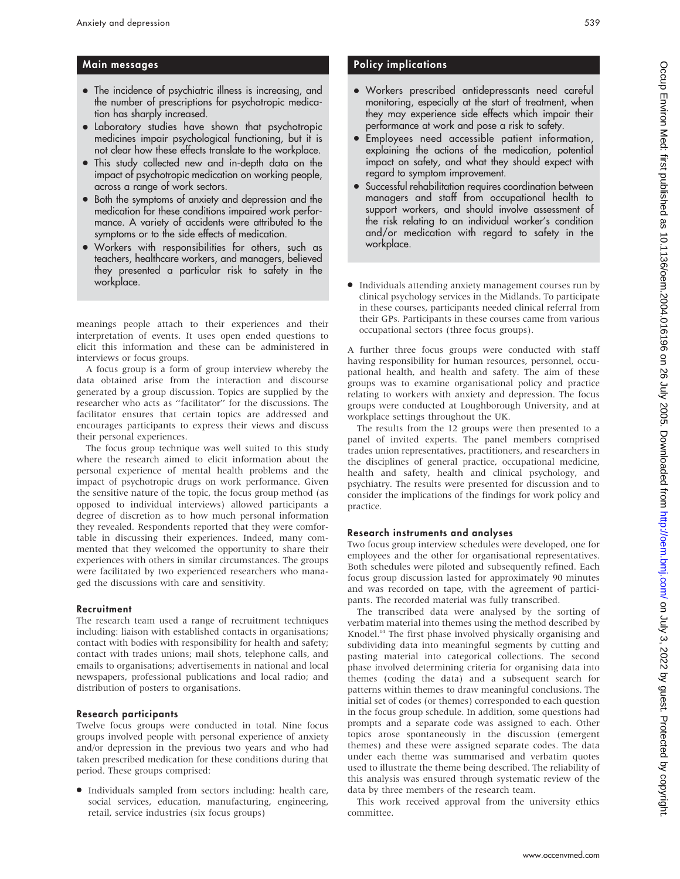## Main messages

- The incidence of psychiatric illness is increasing, and the number of prescriptions for psychotropic medication has sharply increased.
- Laboratory studies have shown that psychotropic medicines impair psychological functioning, but it is not clear how these effects translate to the workplace.
- This study collected new and in-depth data on the impact of psychotropic medication on working people, across a range of work sectors.
- Both the symptoms of anxiety and depression and the medication for these conditions impaired work performance. A variety of accidents were attributed to the symptoms or to the side effects of medication.
- Workers with responsibilities for others, such as teachers, healthcare workers, and managers, believed they presented a particular risk to safety in the workplace.

meanings people attach to their experiences and their interpretation of events. It uses open ended questions to elicit this information and these can be administered in interviews or focus groups.

A focus group is a form of group interview whereby the data obtained arise from the interaction and discourse generated by a group discussion. Topics are supplied by the researcher who acts as "facilitator" for the discussions. The facilitator ensures that certain topics are addressed and encourages participants to express their views and discuss their personal experiences.

The focus group technique was well suited to this study where the research aimed to elicit information about the personal experience of mental health problems and the impact of psychotropic drugs on work performance. Given the sensitive nature of the topic, the focus group method (as opposed to individual interviews) allowed participants a degree of discretion as to how much personal information they revealed. Respondents reported that they were comfortable in discussing their experiences. Indeed, many commented that they welcomed the opportunity to share their experiences with others in similar circumstances. The groups were facilitated by two experienced researchers who managed the discussions with care and sensitivity.

### Recruitment

The research team used a range of recruitment techniques including: liaison with established contacts in organisations; contact with bodies with responsibility for health and safety; contact with trades unions; mail shots, telephone calls, and emails to organisations; advertisements in national and local newspapers, professional publications and local radio; and distribution of posters to organisations.

### Research participants

Twelve focus groups were conducted in total. Nine focus groups involved people with personal experience of anxiety and/or depression in the previous two years and who had taken prescribed medication for these conditions during that period. These groups comprised:

- Individuals sampled from sectors including: health care, social services, education, manufacturing, engineering, retail, service industries (six focus groups)

## Policy implications

- Workers prescribed antidepressants need careful monitoring, especially at the start of treatment, when they may experience side effects which impair their performance at work and pose a risk to safety.
- Employees need accessible patient information, explaining the actions of the medication, potential impact on safety, and what they should expect with regard to symptom improvement.
- Successful rehabilitation requires coordination between managers and staff from occupational health to support workers, and should involve assessment of the risk relating to an individual worker's condition and/or medication with regard to safety in the workplace.

- Individuals attending anxiety management courses run by clinical psychology services in the Midlands. To participate in these courses, participants needed clinical referral from their GPs. Participants in these courses came from various occupational sectors (three focus groups).

A further three focus groups were conducted with staff having responsibility for human resources, personnel, occupational health, and health and safety. The aim of these groups was to examine organisational policy and practice relating to workers with anxiety and depression. The focus groups were conducted at Loughborough University, and at workplace settings throughout the UK.

The results from the 12 groups were then presented to a panel of invited experts. The panel members comprised trades union representatives, practitioners, and researchers in the disciplines of general practice, occupational medicine, health and safety, health and clinical psychology, and psychiatry. The results were presented for discussion and to consider the implications of the findings for work policy and practice.

### Research instruments and analyses

Two focus group interview schedules were developed, one for employees and the other for organisational representatives. Both schedules were piloted and subsequently refined. Each focus group discussion lasted for approximately 90 minutes and was recorded on tape, with the agreement of participants. The recorded material was fully transcribed.

The transcribed data were analysed by the sorting of verbatim material into themes using the method described by Knodel.[14] The first phase involved physically organising and subdividing data into meaningful segments by cutting and pasting material into categorical collections. The second phase involved determining criteria for organising data into themes (coding the data) and a subsequent search for patterns within themes to draw meaningful conclusions. The initial set of codes (or themes) corresponded to each question in the focus group schedule. In addition, some questions had prompts and a separate code was assigned to each. Other topics arose spontaneously in the discussion (emergent themes) and these were assigned separate codes. The data under each theme was summarised and verbatim quotes used to illustrate the theme being described. The reliability of this analysis was ensured through systematic review of the data by three members of the research team.

This work received approval from the university ethics committee.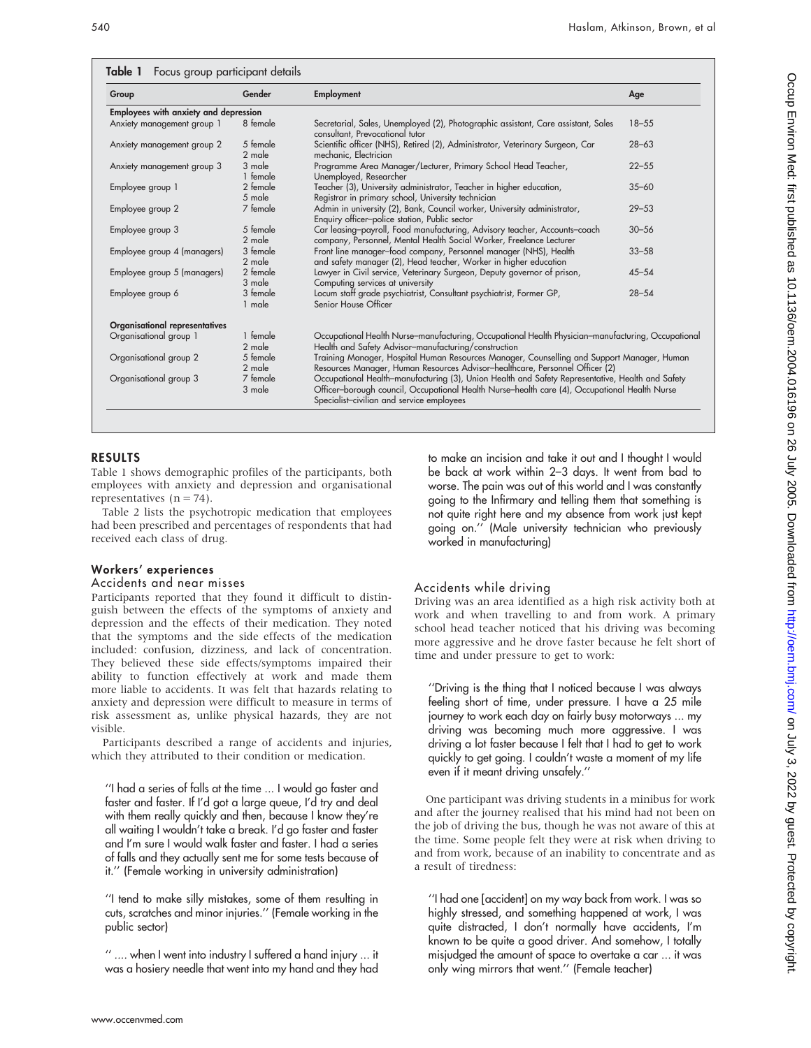**Table 1** Focus group participant details

| Group | Gender | Employment | Age |
|---|---|---|---|
| **Employees with anxiety and depression** | | | |
| Anxiety management group 1 | 8 female | Secretarial, Sales, Unemployed (2), Photographic assistant, Care assistant, Sales consultant, Prevocational tutor | 18–55 |
| Anxiety management group 2 | 5 female<br>2 male | Scientific officer (NHS), Retired (2), Administrator, Veterinary Surgeon, Car mechanic, Electrician | 28–63 |
| Anxiety management group 3 | 3 male<br>1 female | Programme Area Manager/Lecturer, Primary School Head Teacher, Unemployed, Researcher | 22–55 |
| Employee group 1 | 2 female<br>5 male | Teacher (3), University administrator, Teacher in higher education, Registrar in primary school, University technician | 35–60 |
| Employee group 2 | 7 female | Admin in university (2), Bank, Council worker, University administrator, Enquiry officer–police station, Public sector | 29–53 |
| Employee group 3 | 5 female<br>2 male | Car leasing–payroll, Food manufacturing, Advisory teacher, Accounts–coach company, Personnel, Mental Health Social Worker, Freelance Lecturer | 30–56 |
| Employee group 4 (managers) | 3 female<br>2 male | Front line manager–food company, Personnel manager (NHS), Health and safety manager (2), Head teacher, Worker in higher education | 33–58 |
| Employee group 5 (managers) | 2 female<br>3 male | Lawyer in Civil service, Veterinary Surgeon, Deputy governor of prison, Computing services at university | 45–54 |
| Employee group 6 | 3 female<br>1 male | Locum staff grade psychiatrist, Consultant psychiatrist, Former GP, Senior House Officer | 28–54 |
| **Organisational representatives** | | | |
| Organisational group 1 | 1 female<br>2 male | Occupational Health Nurse–manufacturing, Occupational Health Physician–manufacturing, Occupational Health and Safety Advisor–manufacturing/construction | |
| Organisational group 2 | 5 female<br>2 male | Training Manager, Hospital Human Resources Manager, Counselling and Support Manager, Human Resources Manager, Human Resources Advisor–healthcare, Personnel Officer (2) | |
| Organisational group 3 | 7 female<br>3 male | Occupational Health–manufacturing (3), Union Health and Safety Representative, Health and Safety Officer–borough council, Occupational Health Nurse–health care (4), Occupational Health Nurse Specialist–civilian and service employees | |

## RESULTS

Table 1 shows demographic profiles of the participants, both employees with anxiety and depression and organisational representatives (n = 74).

Table 2 lists the psychotropic medication that employees had been prescribed and percentages of respondents that had received each class of drug.

### Workers' experiences

#### Accidents and near misses

Participants reported that they found it difficult to distinguish between the effects of the symptoms of anxiety and depression and the effects of their medication. They noted that the symptoms and the side effects of the medication included: confusion, dizziness, and lack of concentration. They believed these side effects/symptoms impaired their ability to function effectively at work and made them more liable to accidents. It was felt that hazards relating to anxiety and depression were difficult to measure in terms of risk assessment as, unlike physical hazards, they are not visible.

Participants described a range of accidents and injuries, which they attributed to their condition or medication.

> "I had a series of falls at the time ... I would go faster and faster and faster. If I'd got a large queue, I'd try and deal with them really quickly and then, because I know they're all waiting I wouldn't take a break. I'd go faster and faster and I'm sure I would walk faster and faster. I had a series of falls and they actually sent me for some tests because of it." (Female working in university administration)

> "I tend to make silly mistakes, some of them resulting in cuts, scratches and minor injuries." (Female working in the public sector)

> " .... when I went into industry I suffered a hand injury ... it was a hosiery needle that went into my hand and they had to make an incision and take it out and I thought I would be back at work within 2–3 days. It went from bad to worse. The pain was out of this world and I was constantly going to the Infirmary and telling them that something is not quite right here and my absence from work just kept going on." (Male university technician who previously worked in manufacturing)

#### Accidents while driving

Driving was an area identified as a high risk activity both at work and when travelling to and from work. A primary school head teacher noticed that his driving was becoming more aggressive and he drove faster because he felt short of time and under pressure to get to work:

> "Driving is the thing that I noticed because I was always feeling short of time, under pressure. I have a 25 mile journey to work each day on fairly busy motorways ... my driving was becoming much more aggressive. I was driving a lot faster because I felt that I had to get to work quickly to get going. I couldn't waste a moment of my life even if it meant driving unsafely."

One participant was driving students in a minibus for work and after the journey realised that his mind had not been on the job of driving the bus, though he was not aware of this at the time. Some people felt they were at risk when driving to and from work, because of an inability to concentrate and as a result of tiredness:

> "I had one [accident] on my way back from work. I was so highly stressed, and something happened at work, I was quite distracted, I don't normally have accidents, I'm known to be quite a good driver. And somehow, I totally misjudged the amount of space to overtake a car ... it was only wing mirrors that went." (Female teacher)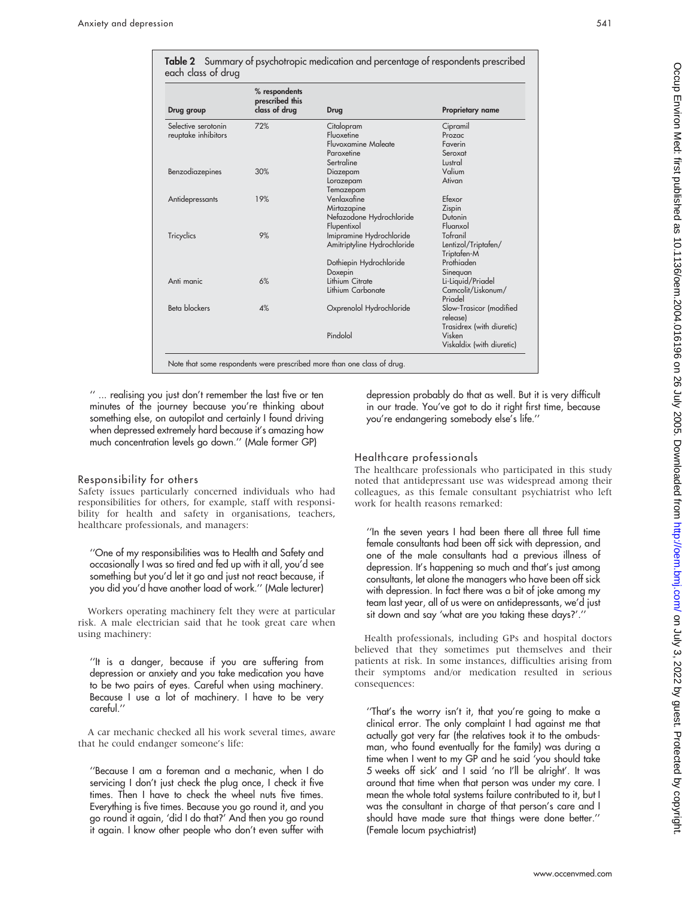**Table 2** Summary of psychotropic medication and percentage of respondents prescribed each class of drug

| Drug group | % respondents prescribed this class of drug | Drug | Proprietary name |
|---|---|---|---|
| Selective serotonin reuptake inhibitors | 72% | Citalopram | Cipramil |
| | | Fluoxetine | Prozac |
| | | Fluvoxamine Maleate | Faverin |
| | | Paroxetine | Seroxat |
| | | Sertraline | Lustral |
| Benzodiazepines | 30% | Diazepam | Valium |
| | | Lorazepam | Ativan |
| | | Temazepam | |
| Antidepressants | 19% | Venlaxafine | Efexor |
| | | Mirtazapine | Zispin |
| | | Nefazodone Hydrochloride | Dutonin |
| | | Flupentixol | Fluanxol |
| Tricyclics | 9% | Imipramine Hydrochloride | Tofranil |
| | | Amitriptyline Hydrochloride | Lentizol/Triptafen/ Triptafen-M |
| | | Dothiepin Hydrochloride | Prothiaden |
| | | Doxepin | Sinequan |
| Anti manic | 6% | Lithium Citrate | Li-Liquid/Priadel |
| | | Lithium Carbonate | Camcolit/Liskonum/ Priadel |
| Beta blockers | 4% | Oxprenolol Hydrochloride | Slow-Trasicor (modified release) Trasidrex (with diuretic) |
| | | Pindolol | Visken Viskaldix (with diuretic) |

Note that some respondents were prescribed more than one class of drug.

'' ... realising you just don't remember the last five or ten minutes of the journey because you're thinking about something else, on autopilot and certainly I found driving when depressed extremely hard because it's amazing how much concentration levels go down.'' (Male former GP)

## Responsibility for others

Safety issues particularly concerned individuals who had responsibilities for others, for example, staff with responsibility for health and safety in organisations, teachers, healthcare professionals, and managers:

''One of my responsibilities was to Health and Safety and occasionally I was so tired and fed up with it all, you'd see something but you'd let it go and just not react because, if you did you'd have another load of work.'' (Male lecturer)

Workers operating machinery felt they were at particular risk. A male electrician said that he took great care when using machinery:

''It is a danger, because if you are suffering from depression or anxiety and you take medication you have to be two pairs of eyes. Careful when using machinery. Because I use a lot of machinery. I have to be very careful.''

A car mechanic checked all his work several times, aware that he could endanger someone's life:

''Because I am a foreman and a mechanic, when I do servicing I don't just check the plug once, I check it five times. Then I have to check the wheel nuts five times. Everything is five times. Because you go round it, and you go round it again, 'did I do that?' And then you go round it again. I know other people who don't even suffer with depression probably do that as well. But it is very difficult in our trade. You've got to do it right first time, because you're endangering somebody else's life.''

## Healthcare professionals

The healthcare professionals who participated in this study noted that antidepressant use was widespread among their colleagues, as this female consultant psychiatrist who left work for health reasons remarked:

''In the seven years I had been there all three full time female consultants had been off sick with depression, and one of the male consultants had a previous illness of depression. It's happening so much and that's just among consultants, let alone the managers who have been off sick with depression. In fact there was a bit of joke among my team last year, all of us were on antidepressants, we'd just sit down and say 'what are you taking these days?'.''

Health professionals, including GPs and hospital doctors believed that they sometimes put themselves and their patients at risk. In some instances, difficulties arising from their symptoms and/or medication resulted in serious consequences:

''That's the worry isn't it, that you're going to make a clinical error. The only complaint I had against me that actually got very far (the relatives took it to the ombudsman, who found eventually for the family) was during a time when I went to my GP and he said 'you should take 5 weeks off sick' and I said 'no I'll be alright'. It was around that time when that person was under my care. I mean the whole total systems failure contributed to it, but I was the consultant in charge of that person's care and I should have made sure that things were done better.'' (Female locum psychiatrist)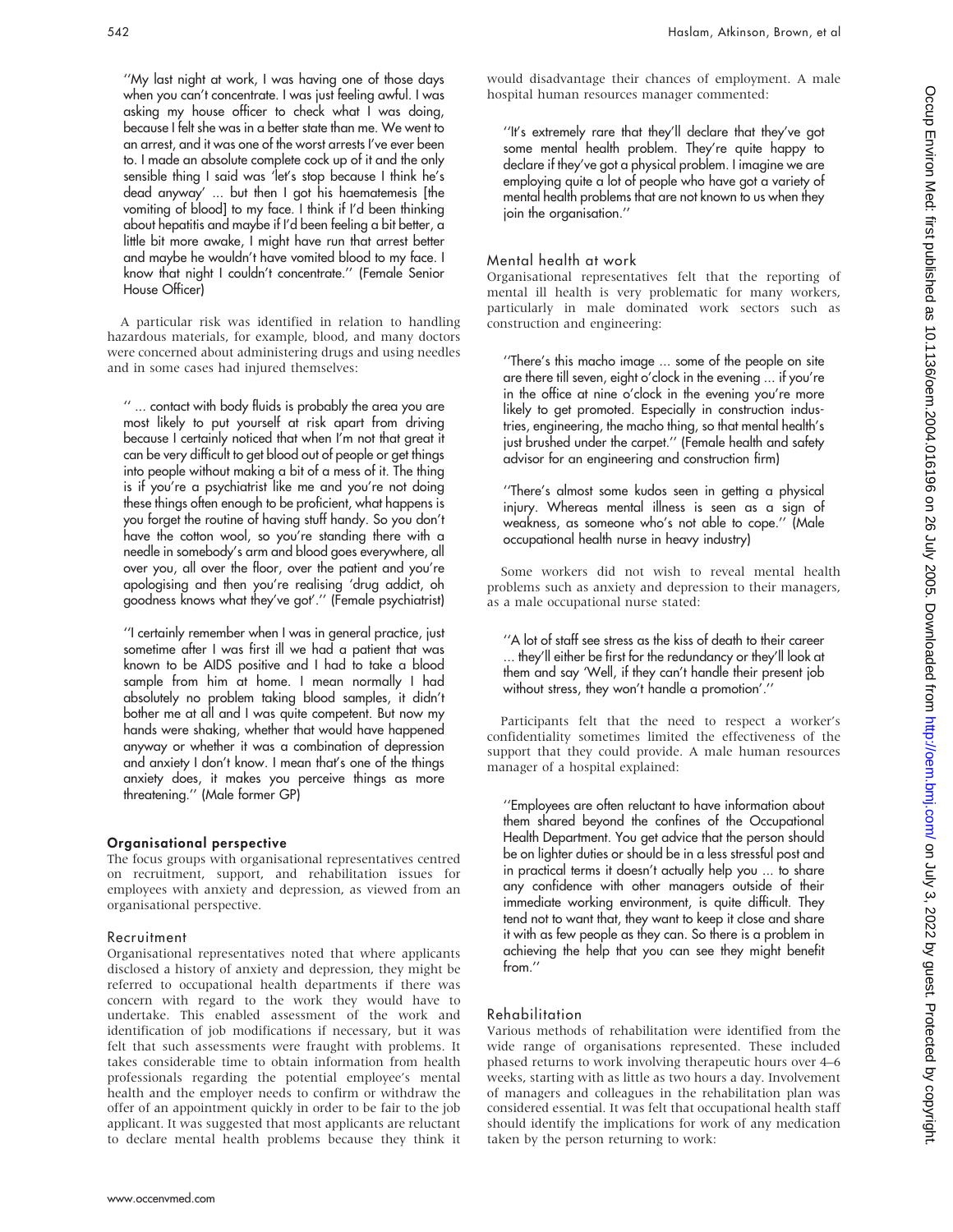"My last night at work, I was having one of those days when you can't concentrate. I was just feeling awful. I was asking my house officer to check what I was doing, because I felt she was in a better state than me. We went to an arrest, and it was one of the worst arrests I've ever been to. I made an absolute complete cock up of it and the only sensible thing I said was 'let's stop because I think he's dead anyway' ... but then I got his haematemesis [the vomiting of blood] to my face. I think if I'd been thinking about hepatitis and maybe if I'd been feeling a bit better, a little bit more awake, I might have run that arrest better and maybe he wouldn't have vomited blood to my face. I know that night I couldn't concentrate." (Female Senior House Officer)

A particular risk was identified in relation to handling hazardous materials, for example, blood, and many doctors were concerned about administering drugs and using needles and in some cases had injured themselves:

" ... contact with body fluids is probably the area you are most likely to put yourself at risk apart from driving because I certainly noticed that when I'm not that great it can be very difficult to get blood out of people or get things into people without making a bit of a mess of it. The thing is if you're a psychiatrist like me and you're not doing these things often enough to be proficient, what happens is you forget the routine of having stuff handy. So you don't have the cotton wool, so you're standing there with a needle in somebody's arm and blood goes everywhere, all over you, all over the floor, over the patient and you're apologising and then you're realising 'drug addict, oh goodness knows what they've got'." (Female psychiatrist)

"I certainly remember when I was in general practice, just sometime after I was first ill we had a patient that was known to be AIDS positive and I had to take a blood sample from him at home. I mean normally I had absolutely no problem taking blood samples, it didn't bother me at all and I was quite competent. But now my hands were shaking, whether that would have happened anyway or whether it was a combination of depression and anxiety I don't know. I mean that's one of the things anxiety does, it makes you perceive things as more threatening." (Male former GP)

### Organisational perspective

The focus groups with organisational representatives centred on recruitment, support, and rehabilitation issues for employees with anxiety and depression, as viewed from an organisational perspective.

#### Recruitment

Organisational representatives noted that where applicants disclosed a history of anxiety and depression, they might be referred to occupational health departments if there was concern with regard to the work they would have to undertake. This enabled assessment of the work and identification of job modifications if necessary, but it was felt that such assessments were fraught with problems. It takes considerable time to obtain information from health professionals regarding the potential employee's mental health and the employer needs to confirm or withdraw the offer of an appointment quickly in order to be fair to the job applicant. It was suggested that most applicants are reluctant to declare mental health problems because they think it would disadvantage their chances of employment. A male hospital human resources manager commented:

"It's extremely rare that they'll declare that they've got some mental health problem. They're quite happy to declare if they've got a physical problem. I imagine we are employing quite a lot of people who have got a variety of mental health problems that are not known to us when they join the organisation."

#### Mental health at work

Organisational representatives felt that the reporting of mental ill health is very problematic for many workers, particularly in male dominated work sectors such as construction and engineering:

"There's this macho image ... some of the people on site are there till seven, eight o'clock in the evening ... if you're in the office at nine o'clock in the evening you're more likely to get promoted. Especially in construction industries, engineering, the macho thing, so that mental health's just brushed under the carpet." (Female health and safety advisor for an engineering and construction firm)

"There's almost some kudos seen in getting a physical injury. Whereas mental illness is seen as a sign of weakness, as someone who's not able to cope." (Male occupational health nurse in heavy industry)

Some workers did not wish to reveal mental health problems such as anxiety and depression to their managers, as a male occupational nurse stated:

"A lot of staff see stress as the kiss of death to their career ... they'll either be first for the redundancy or they'll look at them and say 'Well, if they can't handle their present job without stress, they won't handle a promotion'."

Participants felt that the need to respect a worker's confidentiality sometimes limited the effectiveness of the support that they could provide. A male human resources manager of a hospital explained:

"Employees are often reluctant to have information about them shared beyond the confines of the Occupational Health Department. You get advice that the person should be on lighter duties or should be in a less stressful post and in practical terms it doesn't actually help you ... to share any confidence with other managers outside of their immediate working environment, is quite difficult. They tend not to want that, they want to keep it close and share it with as few people as they can. So there is a problem in achieving the help that you can see they might benefit from."

#### Rehabilitation

Various methods of rehabilitation were identified from the wide range of organisations represented. These included phased returns to work involving therapeutic hours over 4–6 weeks, starting with as little as two hours a day. Involvement of managers and colleagues in the rehabilitation plan was considered essential. It was felt that occupational health staff should identify the implications for work of any medication taken by the person returning to work: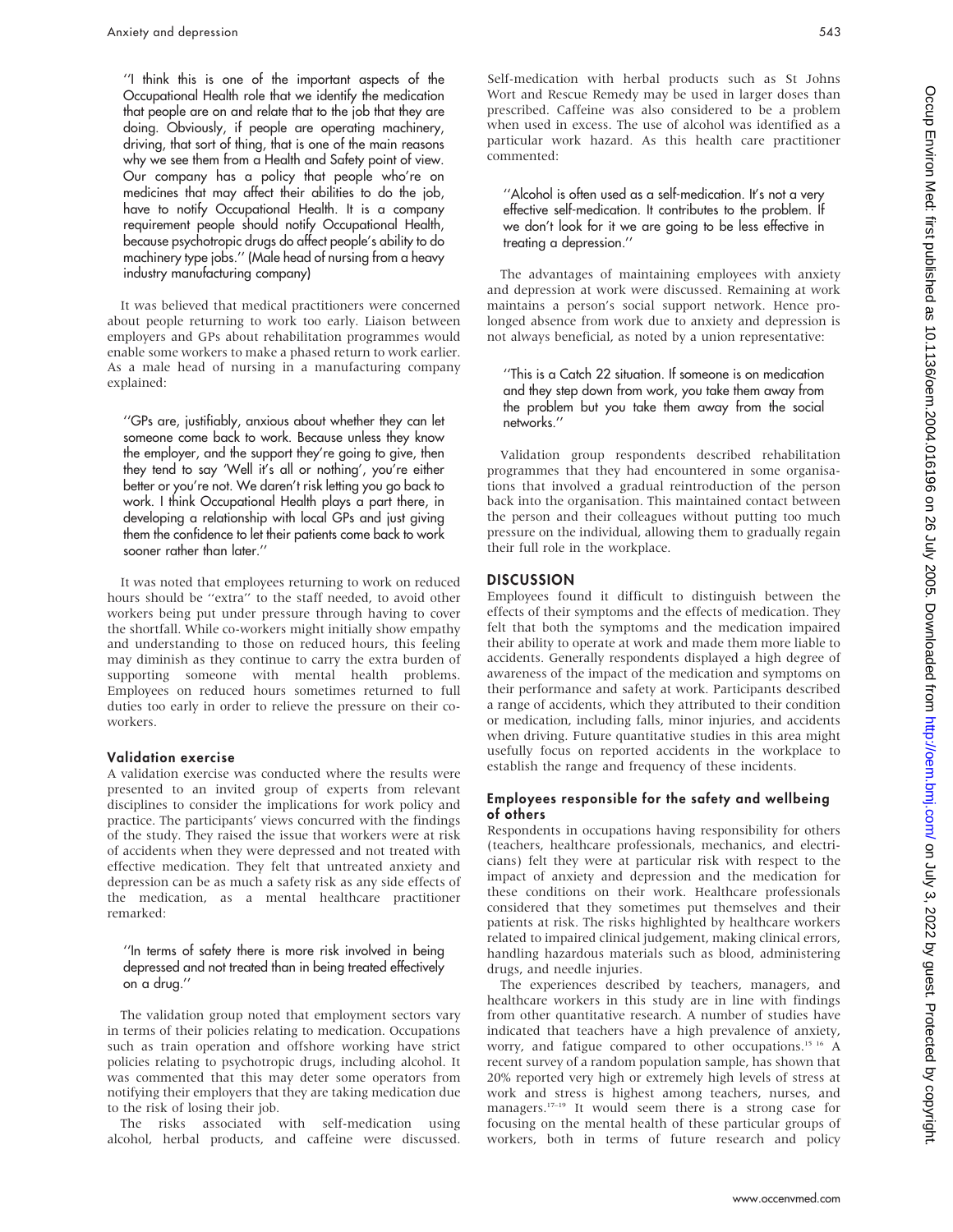"I think this is one of the important aspects of the Occupational Health role that we identify the medication that people are on and relate that to the job that they are doing. Obviously, if people are operating machinery, driving, that sort of thing, that is one of the main reasons why we see them from a Health and Safety point of view. Our company has a policy that people who're on medicines that may affect their abilities to do the job, have to notify Occupational Health. It is a company requirement people should notify Occupational Health, because psychotropic drugs do affect people's ability to do machinery type jobs." (Male head of nursing from a heavy industry manufacturing company)

It was believed that medical practitioners were concerned about people returning to work too early. Liaison between employers and GPs about rehabilitation programmes would enable some workers to make a phased return to work earlier. As a male head of nursing in a manufacturing company explained:

"GPs are, justifiably, anxious about whether they can let someone come back to work. Because unless they know the employer, and the support they're going to give, then they tend to say 'Well it's all or nothing', you're either better or you're not. We daren't risk letting you go back to work. I think Occupational Health plays a part there, in developing a relationship with local GPs and just giving them the confidence to let their patients come back to work sooner rather than later."

It was noted that employees returning to work on reduced hours should be "extra" to the staff needed, to avoid other workers being put under pressure through having to cover the shortfall. While co-workers might initially show empathy and understanding to those on reduced hours, this feeling may diminish as they continue to carry the extra burden of supporting someone with mental health problems. Employees on reduced hours sometimes returned to full duties too early in order to relieve the pressure on their co-workers.

### Validation exercise

A validation exercise was conducted where the results were presented to an invited group of experts from relevant disciplines to consider the implications for work policy and practice. The participants' views concurred with the findings of the study. They raised the issue that workers were at risk of accidents when they were depressed and not treated with effective medication. They felt that untreated anxiety and depression can be as much a safety risk as any side effects of the medication, as a mental healthcare practitioner remarked:

"In terms of safety there is more risk involved in being depressed and not treated than in being treated effectively on a drug."

The validation group noted that employment sectors vary in terms of their policies relating to medication. Occupations such as train operation and offshore working have strict policies relating to psychotropic drugs, including alcohol. It was commented that this may deter some operators from notifying their employers that they are taking medication due to the risk of losing their job.

The risks associated with self-medication using alcohol, herbal products, and caffeine were discussed. Self-medication with herbal products such as St Johns Wort and Rescue Remedy may be used in larger doses than prescribed. Caffeine was also considered to be a problem when used in excess. The use of alcohol was identified as a particular work hazard. As this health care practitioner commented:

"Alcohol is often used as a self-medication. It's not a very effective self-medication. It contributes to the problem. If we don't look for it we are going to be less effective in treating a depression."

The advantages of maintaining employees with anxiety and depression at work were discussed. Remaining at work maintains a person's social support network. Hence prolonged absence from work due to anxiety and depression is not always beneficial, as noted by a union representative:

"This is a Catch 22 situation. If someone is on medication and they step down from work, you take them away from the problem but you take them away from the social networks."

Validation group respondents described rehabilitation programmes that they had encountered in some organisations that involved a gradual reintroduction of the person back into the organisation. This maintained contact between the person and their colleagues without putting too much pressure on the individual, allowing them to gradually regain their full role in the workplace.

## DISCUSSION

Employees found it difficult to distinguish between the effects of their symptoms and the effects of medication. They felt that both the symptoms and the medication impaired their ability to operate at work and made them more liable to accidents. Generally respondents displayed a high degree of awareness of the impact of the medication and symptoms on their performance and safety at work. Participants described a range of accidents, which they attributed to their condition or medication, including falls, minor injuries, and accidents when driving. Future quantitative studies in this area might usefully focus on reported accidents in the workplace to establish the range and frequency of these incidents.

### Employees responsible for the safety and wellbeing of others

Respondents in occupations having responsibility for others (teachers, healthcare professionals, mechanics, and electricians) felt they were at particular risk with respect to the impact of anxiety and depression and the medication for these conditions on their work. Healthcare professionals considered that they sometimes put themselves and their patients at risk. The risks highlighted by healthcare workers related to impaired clinical judgement, making clinical errors, handling hazardous materials such as blood, administering drugs, and needle injuries.

The experiences described by teachers, managers, and healthcare workers in this study are in line with findings from other quantitative research. A number of studies have indicated that teachers have a high prevalence of anxiety, worry, and fatigue compared to other occupations.[15 16] A recent survey of a random population sample, has shown that 20% reported very high or extremely high levels of stress at work and stress is highest among teachers, nurses, and managers.[17–19] It would seem there is a strong case for focusing on the mental health of these particular groups of workers, both in terms of future research and policy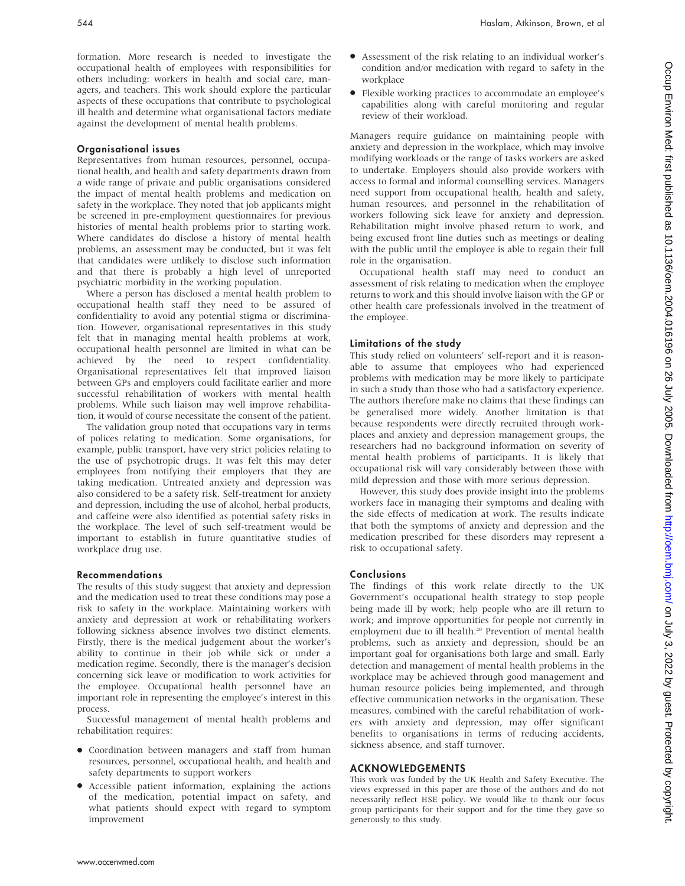formation. More research is needed to investigate the occupational health of employees with responsibilities for others including: workers in health and social care, managers, and teachers. This work should explore the particular aspects of these occupations that contribute to psychological ill health and determine what organisational factors mediate against the development of mental health problems.

### Organisational issues

Representatives from human resources, personnel, occupational health, and health and safety departments drawn from a wide range of private and public organisations considered the impact of mental health problems and medication on safety in the workplace. They noted that job applicants might be screened in pre-employment questionnaires for previous histories of mental health problems prior to starting work. Where candidates do disclose a history of mental health problems, an assessment may be conducted, but it was felt that candidates were unlikely to disclose such information and that there is probably a high level of unreported psychiatric morbidity in the working population.

Where a person has disclosed a mental health problem to occupational health staff they need to be assured of confidentiality to avoid any potential stigma or discrimination. However, organisational representatives in this study felt that in managing mental health problems at work, occupational health personnel are limited in what can be achieved by the need to respect confidentiality. Organisational representatives felt that improved liaison between GPs and employers could facilitate earlier and more successful rehabilitation of workers with mental health problems. While such liaison may well improve rehabilitation, it would of course necessitate the consent of the patient.

The validation group noted that occupations vary in terms of polices relating to medication. Some organisations, for example, public transport, have very strict policies relating to the use of psychotropic drugs. It was felt this may deter employees from notifying their employers that they are taking medication. Untreated anxiety and depression was also considered to be a safety risk. Self-treatment for anxiety and depression, including the use of alcohol, herbal products, and caffeine were also identified as potential safety risks in the workplace. The level of such self-treatment would be important to establish in future quantitative studies of workplace drug use.

### Recommendations

The results of this study suggest that anxiety and depression and the medication used to treat these conditions may pose a risk to safety in the workplace. Maintaining workers with anxiety and depression at work or rehabilitating workers following sickness absence involves two distinct elements. Firstly, there is the medical judgement about the worker's ability to continue in their job while sick or under a medication regime. Secondly, there is the manager's decision concerning sick leave or modification to work activities for the employee. Occupational health personnel have an important role in representing the employee's interest in this process.

Successful management of mental health problems and rehabilitation requires:

- Coordination between managers and staff from human resources, personnel, occupational health, and health and safety departments to support workers
- Accessible patient information, explaining the actions of the medication, potential impact on safety, and what patients should expect with regard to symptom improvement
- Assessment of the risk relating to an individual worker's condition and/or medication with regard to safety in the workplace
- Flexible working practices to accommodate an employee's capabilities along with careful monitoring and regular review of their workload.

Managers require guidance on maintaining people with anxiety and depression in the workplace, which may involve modifying workloads or the range of tasks workers are asked to undertake. Employers should also provide workers with access to formal and informal counselling services. Managers need support from occupational health, health and safety, human resources, and personnel in the rehabilitation of workers following sick leave for anxiety and depression. Rehabilitation might involve phased return to work, and being excused front line duties such as meetings or dealing with the public until the employee is able to regain their full role in the organisation.

Occupational health staff may need to conduct an assessment of risk relating to medication when the employee returns to work and this should involve liaison with the GP or other health care professionals involved in the treatment of the employee.

### Limitations of the study

This study relied on volunteers' self-report and it is reasonable to assume that employees who had experienced problems with medication may be more likely to participate in such a study than those who had a satisfactory experience. The authors therefore make no claims that these findings can be generalised more widely. Another limitation is that because respondents were directly recruited through workplaces and anxiety and depression management groups, the researchers had no background information on severity of mental health problems of participants. It is likely that occupational risk will vary considerably between those with mild depression and those with more serious depression.

However, this study does provide insight into the problems workers face in managing their symptoms and dealing with the side effects of medication at work. The results indicate that both the symptoms of anxiety and depression and the medication prescribed for these disorders may represent a risk to occupational safety.

### Conclusions

The findings of this work relate directly to the UK Government's occupational health strategy to stop people being made ill by work; help people who are ill return to work; and improve opportunities for people not currently in employment due to ill health.[20] Prevention of mental health problems, such as anxiety and depression, should be an important goal for organisations both large and small. Early detection and management of mental health problems in the workplace may be achieved through good management and human resource policies being implemented, and through effective communication networks in the organisation. These measures, combined with the careful rehabilitation of workers with anxiety and depression, may offer significant benefits to organisations in terms of reducing accidents, sickness absence, and staff turnover.

## ACKNOWLEDGEMENTS

This work was funded by the UK Health and Safety Executive. The views expressed in this paper are those of the authors and do not necessarily reflect HSE policy. We would like to thank our focus group participants for their support and for the time they gave so generously to this study.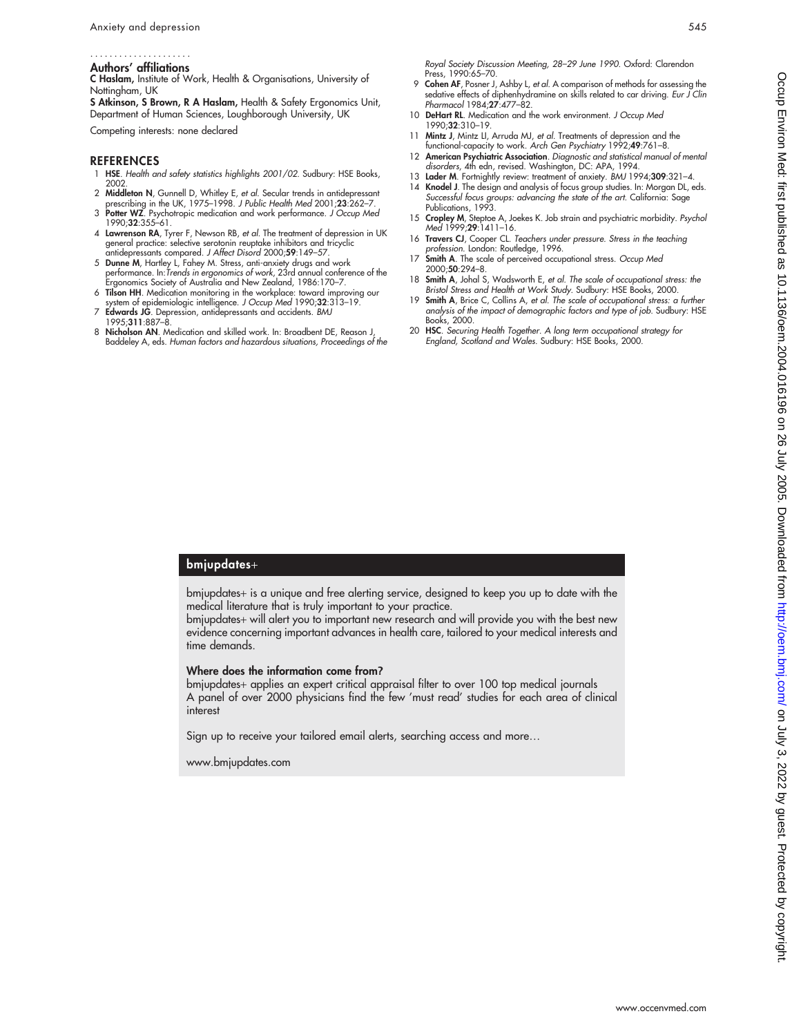## Authors' affiliations

**C Haslam,** Institute of Work, Health & Organisations, University of Nottingham, UK

**S Atkinson, S Brown, R A Haslam,** Health & Safety Ergonomics Unit, Department of Human Sciences, Loughborough University, UK

Competing interests: none declared

## REFERENCES

1. **HSE**. *Health and safety statistics highlights 2001/02.* Sudbury: HSE Books, 2002.
2. **Middleton N**, Gunnell D, Whitley E, *et al.* Secular trends in antidepressant prescribing in the UK, 1975–1998. *J Public Health Med* 2001;**23**:262–7.
3. **Potter WZ**. Psychotropic medication and work performance. *J Occup Med* 1990;**32**:355–61.
4. **Lawrenson RA**, Tyrer F, Newson RB, *et al.* The treatment of depression in UK general practice: selective serotonin reuptake inhibitors and tricyclic antidepressants compared. *J Affect Disord* 2000;**59**:149–57.
5. **Dunne M**, Hartley L, Fahey M. Stress, anti-anxiety drugs and work performance. In: *Trends in ergonomics of work*, 23rd annual conference of the Ergonomics Society of Australia and New Zealand, 1986:170–7.
6. **Tilson HH**. Medication monitoring in the workplace: toward improving our system of epidemiologic intelligence. *J Occup Med* 1990;**32**:313–19.
7. **Edwards JG**. Depression, antidepressants and accidents. *BMJ* 1995;**311**:887–8.
8. **Nicholson AN**. Medication and skilled work. In: Broadbent DE, Reason J, Baddeley A, eds. *Human factors and hazardous situations, Proceedings of the Royal Society Discussion Meeting, 28–29 June 1990.* Oxford: Clarendon Press, 1990:65–70.
9. **Cohen AF**, Posner J, Ashby L, *et al.* A comparison of methods for assessing the sedative effects of diphenhydramine on skills related to car driving. *Eur J Clin Pharmacol* 1984;**27**:477–82.
10. **DeHart RL**. Medication and the work environment. *J Occup Med* 1990;**32**:310–19.
11. **Mintz J**, Mintz LI, Arruda MJ, *et al.* Treatments of depression and the functional-capacity to work. *Arch Gen Psychiatry* 1992;**49**:761–8.
12. **American Psychiatric Association**. *Diagnostic and statistical manual of mental disorders*, 4th edn, revised. Washington, DC: APA, 1994.
13. **Lader M**. Fortnightly review: treatment of anxiety. *BMJ* 1994;**309**:321–4.
14. **Knodel J**. The design and analysis of focus group studies. In: Morgan DL, eds. *Successful focus groups: advancing the state of the art.* California: Sage Publications, 1993.
15. **Cropley M**, Steptoe A, Joekes K. Job strain and psychiatric morbidity. *Psychol Med* 1999;**29**:1411–16.
16. **Travers CJ**, Cooper CL. *Teachers under pressure. Stress in the teaching profession.* London: Routledge, 1996.
17. **Smith A**. The scale of perceived occupational stress. *Occup Med* 2000;**50**:294–8.
18. **Smith A**, Johal S, Wadsworth E, *et al. The scale of occupational stress: the Bristol Stress and Health at Work Study.* Sudbury: HSE Books, 2000.
19. **Smith A**, Brice C, Collins A, *et al. The scale of occupational stress: a further analysis of the impact of demographic factors and type of job.* Sudbury: HSE Books, 2000.
20. **HSC**. *Securing Health Together. A long term occupational strategy for England, Scotland and Wales.* Sudbury: HSE Books, 2000.

## bmjupdates+

bmjupdates+ is a unique and free alerting service, designed to keep you up to date with the medical literature that is truly important to your practice.

bmjupdates+ will alert you to important new research and will provide you with the best new evidence concerning important advances in health care, tailored to your medical interests and time demands.

### Where does the information come from?

bmjupdates+ applies an expert critical appraisal filter to over 100 top medical journals
A panel of over 2000 physicians find the few 'must read' studies for each area of clinical interest

Sign up to receive your tailored email alerts, searching access and more…

www.bmjupdates.com